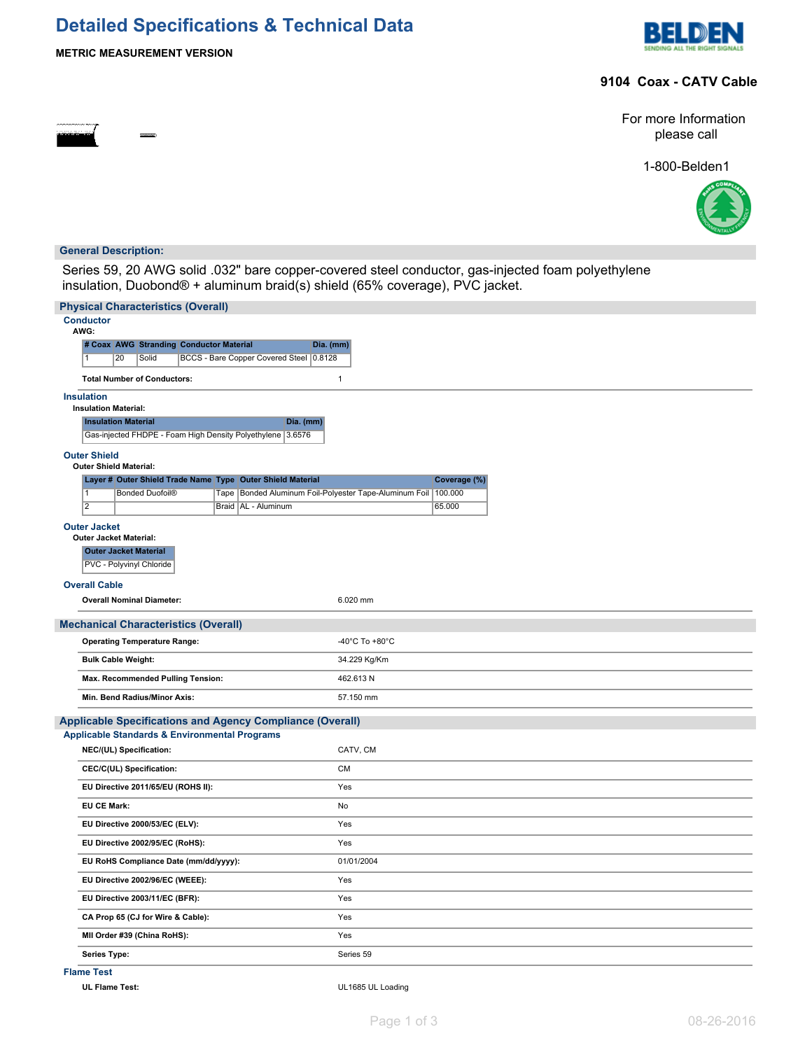# Detailed Specifications & Technical Data

**METRIC MEASUREMENT VERSION**

**9104 Coax - CATV Cable**

For more Information please call

1-800-Belden1

## General Description:

Series 59, 20 AWG solid .032" bare copper-covered steel conductor, gas-injected foam polyethylene insulation, Duobond® + aluminum braid(s) shield (65% coverage), PVC jacket.

## Physical Characteristics (Overall)

### Conductor

**AWG:**

| # Coax | AWG | Stranding | Conductor Material | Dia. (mm) |
|---|---|---|---|---|
| 1 | 20 | Solid | BCCS - Bare Copper Covered Steel | 0.8128 |

**Total Number of Conductors:** 1

### Insulation

**Insulation Material:**

| Insulation Material | Dia. (mm) |
|---|---|
| Gas-injected FHDPE - Foam High Density Polyethylene | 3.6576 |

### Outer Shield

**Outer Shield Material:**

| Layer # | Outer Shield Trade Name | Type | Outer Shield Material | Coverage (%) |
|---|---|---|---|---|
| 1 | Bonded Duofoil® | Tape | Bonded Aluminum Foil-Polyester Tape-Aluminum Foil | 100.000 |
| 2 | | Braid | AL - Aluminum | 65.000 |

### Outer Jacket

**Outer Jacket Material:**

| Outer Jacket Material |
|---|
| PVC - Polyvinyl Chloride |

### Overall Cable

| | |
|---|---|
| **Overall Nominal Diameter:** | 6.020 mm |

## Mechanical Characteristics (Overall)

| | |
|---|---|
| **Operating Temperature Range:** | -40°C To +80°C |
| **Bulk Cable Weight:** | 34.229 Kg/Km |
| **Max. Recommended Pulling Tension:** | 462.613 N |
| **Min. Bend Radius/Minor Axis:** | 57.150 mm |

## Applicable Specifications and Agency Compliance (Overall)

### Applicable Standards & Environmental Programs

| | |
|---|---|
| **NEC/(UL) Specification:** | CATV, CM |
| **CEC/C(UL) Specification:** | CM |
| **EU Directive 2011/65/EU (ROHS II):** | Yes |
| **EU CE Mark:** | No |
| **EU Directive 2000/53/EC (ELV):** | Yes |
| **EU Directive 2002/95/EC (RoHS):** | Yes |
| **EU RoHS Compliance Date (mm/dd/yyyy):** | 01/01/2004 |
| **EU Directive 2002/96/EC (WEEE):** | Yes |
| **EU Directive 2003/11/EC (BFR):** | Yes |
| **CA Prop 65 (CJ for Wire & Cable):** | Yes |
| **MII Order #39 (China RoHS):** | Yes |
| **Series Type:** | Series 59 |

### Flame Test

| | |
|---|---|
| **UL Flame Test:** | UL1685 UL Loading |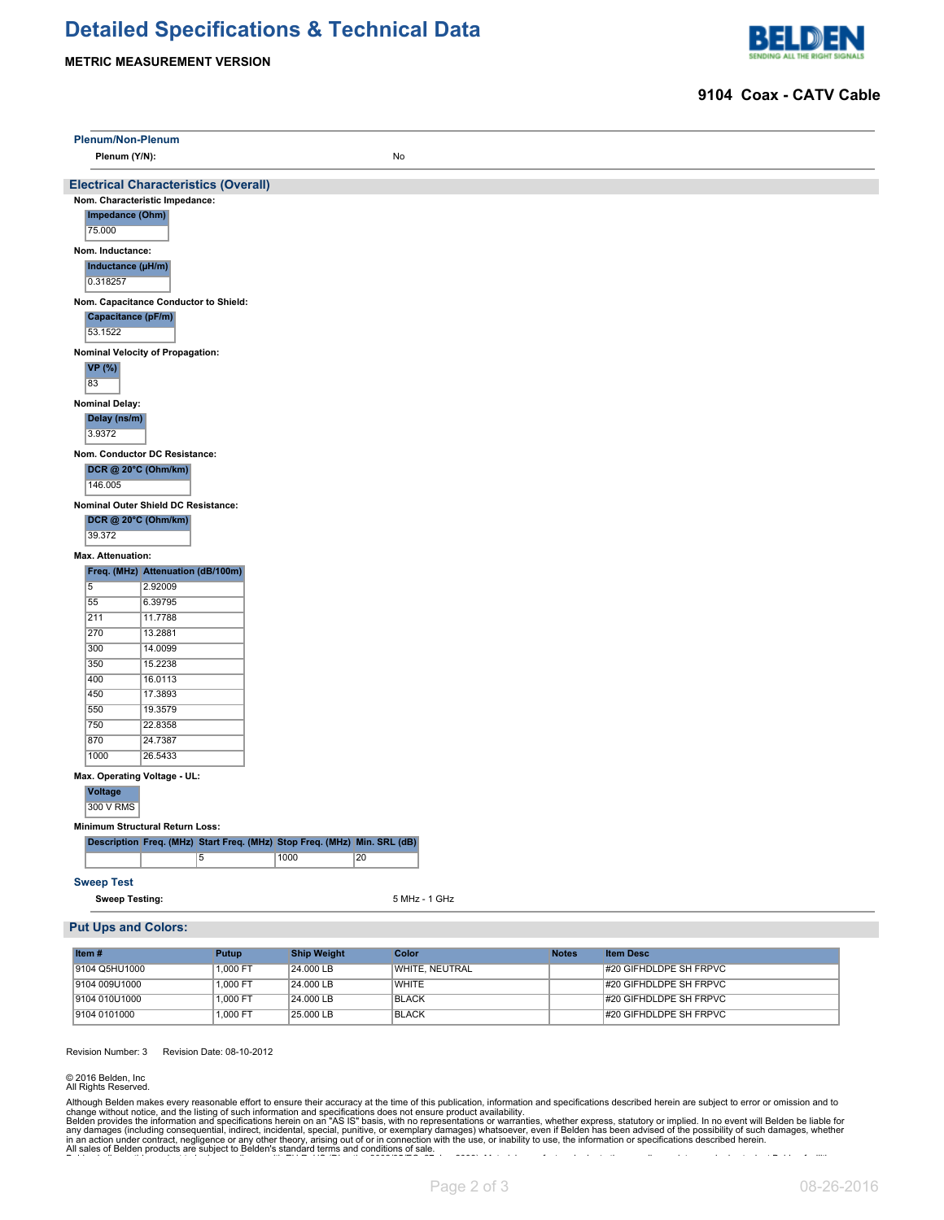# Detailed Specifications & Technical Data

**METRIC MEASUREMENT VERSION**

**9104 Coax - CATV Cable**

### Plenum/Non-Plenum

**Plenum (Y/N):** No

## Electrical Characteristics (Overall)

**Nom. Characteristic Impedance:**

| Impedance (Ohm) |
|---|
| 75.000 |

**Nom. Inductance:**

| Inductance (µH/m) |
|---|
| 0.318257 |

**Nom. Capacitance Conductor to Shield:**

| Capacitance (pF/m) |
|---|
| 53.1522 |

**Nominal Velocity of Propagation:**

| VP (%) |
|---|
| 83 |

**Nominal Delay:**

| Delay (ns/m) |
|---|
| 3.9372 |

**Nom. Conductor DC Resistance:**

| DCR @ 20°C (Ohm/km) |
|---|
| 146.005 |

**Nominal Outer Shield DC Resistance:**

| DCR @ 20°C (Ohm/km) |
|---|
| 39.372 |

**Max. Attenuation:**

| Freq. (MHz) | Attenuation (dB/100m) |
|---|---|
| 5 | 2.92009 |
| 55 | 6.39795 |
| 211 | 11.7788 |
| 270 | 13.2881 |
| 300 | 14.0099 |
| 350 | 15.2238 |
| 400 | 16.0113 |
| 450 | 17.3893 |
| 550 | 19.3579 |
| 750 | 22.8358 |
| 870 | 24.7387 |
| 1000 | 26.5433 |

**Max. Operating Voltage - UL:**

| Voltage |
|---|
| 300 V RMS |

**Minimum Structural Return Loss:**

| Description | Freq. (MHz) | Start Freq. (MHz) | Stop Freq. (MHz) | Min. SRL (dB) |
|---|---|---|---|---|
| | | 5 | 1000 | 20 |

### Sweep Test

**Sweep Testing:** 5 MHz - 1 GHz

## Put Ups and Colors:

| Item # | Putup | Ship Weight | Color | Notes | Item Desc |
|---|---|---|---|---|---|
| 9104 Q5HU1000 | 1,000 FT | 24.000 LB | WHITE, NEUTRAL | | #20 GIFHDLDPE SH FRPVC |
| 9104 009U1000 | 1,000 FT | 24.000 LB | WHITE | | #20 GIFHDLDPE SH FRPVC |
| 9104 010U1000 | 1,000 FT | 24.000 LB | BLACK | | #20 GIFHDLDPE SH FRPVC |
| 9104 0101000 | 1,000 FT | 25.000 LB | BLACK | | #20 GIFHDLDPE SH FRPVC |

Revision Number: 3 Revision Date: 08-10-2012

© 2016 Belden, Inc
All Rights Reserved.

Although Belden makes every reasonable effort to ensure their accuracy at the time of this publication, information and specifications described herein are subject to error or omission and to change without notice, and the listing of such information and specifications does not ensure product availability.
Belden provides the information and specifications herein on an "AS IS" basis, with no representations or warranties, whether express, statutory or implied. In no event will Belden be liable for any damages (including consequential, indirect, incidental, special, punitive, or exemplary damages) whatsoever, even if Belden has been advised of the possibility of such damages, whether in an action under contract, negligence or any other theory, arising out of or in connection with the use, or inability to use, the information or specifications described herein.
All sales of Belden products are subject to Belden's standard terms and conditions of sale.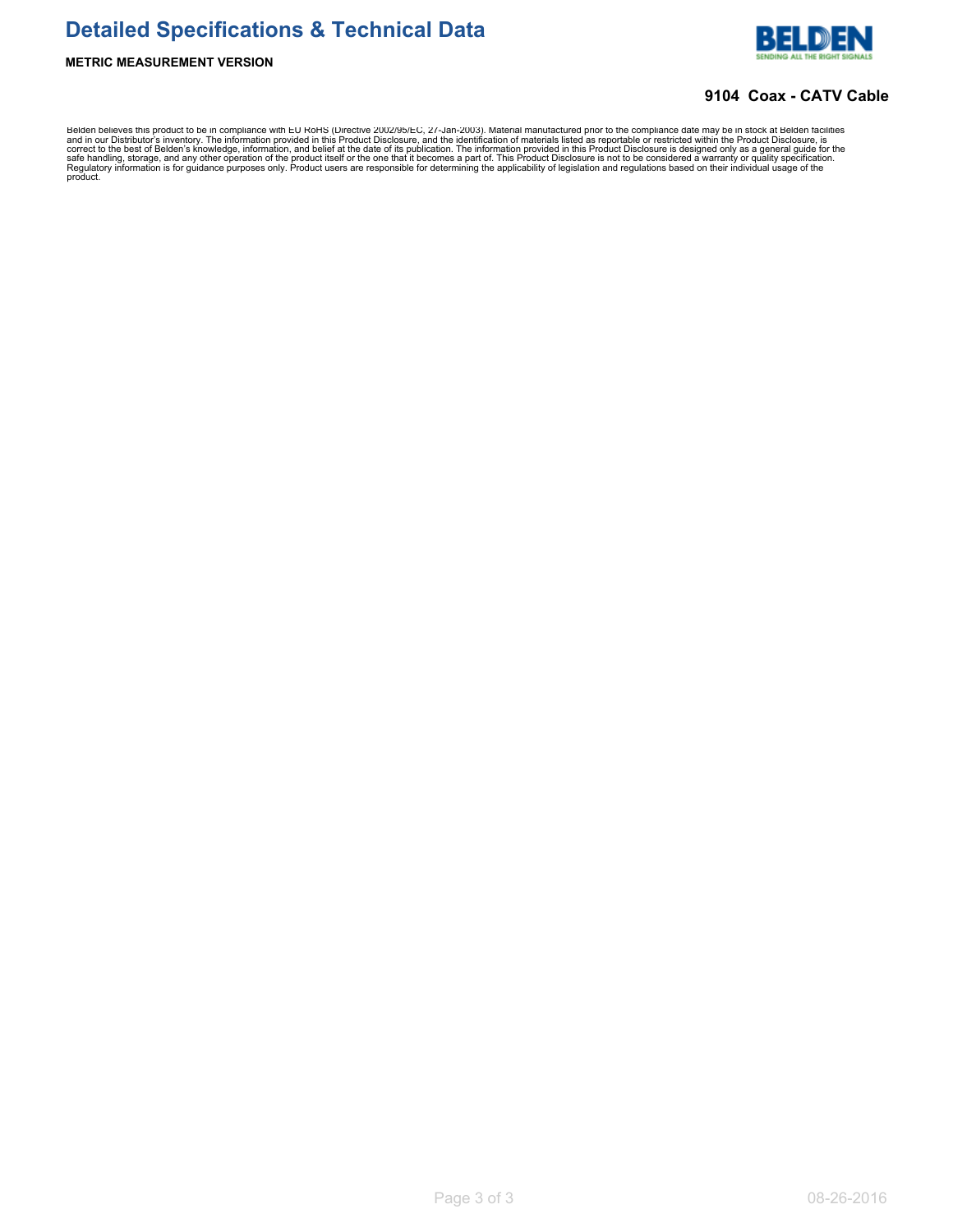Belden believes this product to be in compliance with EU RoHS (Directive 2002/95/EC, 27-Jan-2003). Material manufactured prior to the compliance date may be in stock at Belden facilities and in our Distributor's inventory. The information provided in this Product Disclosure, and the identification of materials listed as reportable or restricted within the Product Disclosure, is correct to the best of Belden's knowledge, information, and belief at the date of its publication. The information provided in this Product Disclosure is designed only as a general guide for the safe handling, storage, and any other operation of the product itself or the one that it becomes a part of. This Product Disclosure is not to be considered a warranty or quality specification. Regulatory information is for guidance purposes only. Product users are responsible for determining the applicability of legislation and regulations based on their individual usage of the product.